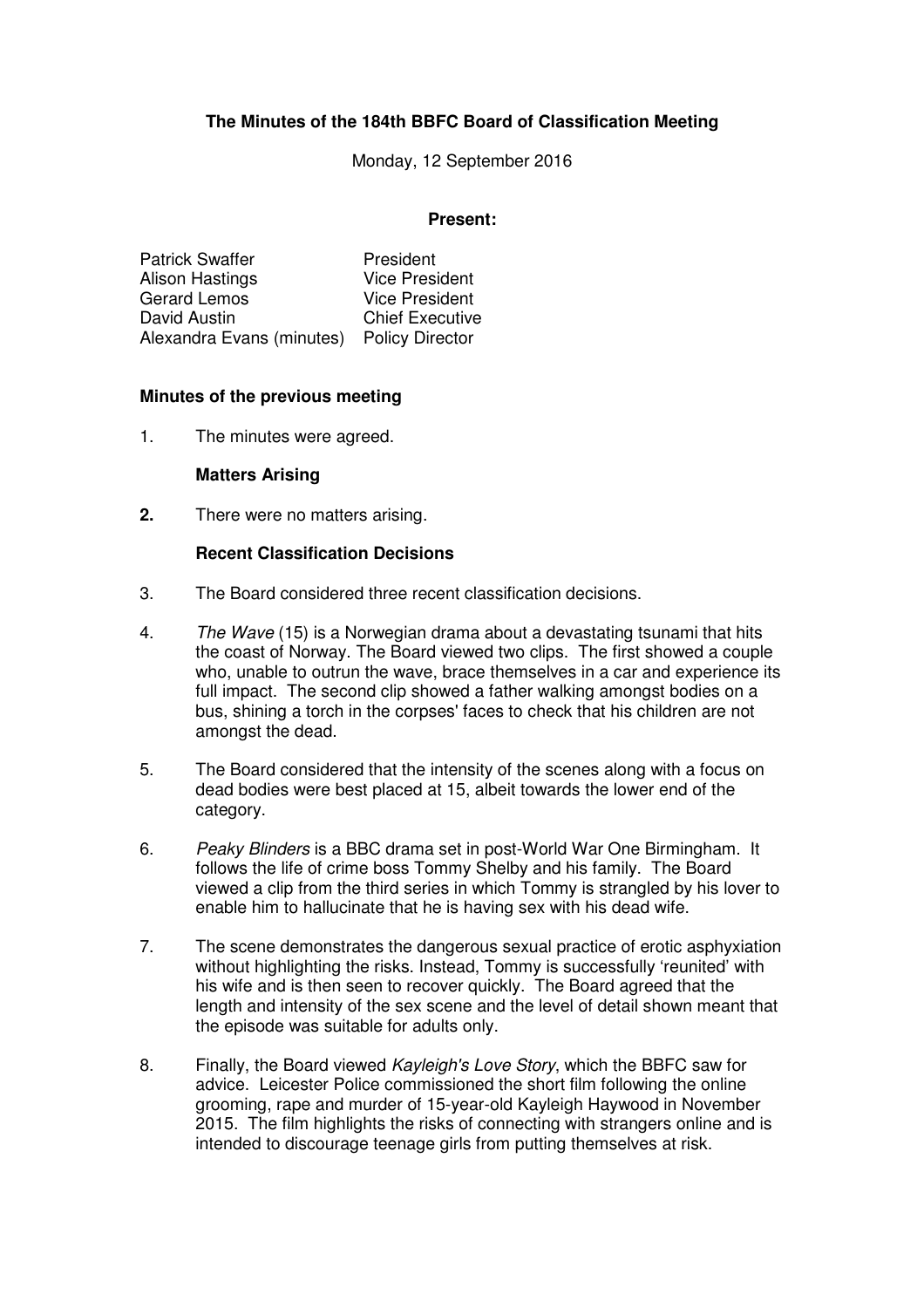**The Minutes of the 184th BBFC Board of Classification Meeting**

Monday, 12 September 2016

**Present:**

| | |
|---|---|
| Patrick Swaffer | President |
| Alison Hastings | Vice President |
| Gerard Lemos | Vice President |
| David Austin | Chief Executive |
| Alexandra Evans (minutes) | Policy Director |

**Minutes of the previous meeting**

1. The minutes were agreed.

**Matters Arising**

**2.** There were no matters arising.

**Recent Classification Decisions**

3. The Board considered three recent classification decisions.

4. *The Wave* (15) is a Norwegian drama about a devastating tsunami that hits the coast of Norway. The Board viewed two clips. The first showed a couple who, unable to outrun the wave, brace themselves in a car and experience its full impact. The second clip showed a father walking amongst bodies on a bus, shining a torch in the corpses' faces to check that his children are not amongst the dead.

5. The Board considered that the intensity of the scenes along with a focus on dead bodies were best placed at 15, albeit towards the lower end of the category.

6. *Peaky Blinders* is a BBC drama set in post-World War One Birmingham. It follows the life of crime boss Tommy Shelby and his family. The Board viewed a clip from the third series in which Tommy is strangled by his lover to enable him to hallucinate that he is having sex with his dead wife.

7. The scene demonstrates the dangerous sexual practice of erotic asphyxiation without highlighting the risks. Instead, Tommy is successfully 'reunited' with his wife and is then seen to recover quickly. The Board agreed that the length and intensity of the sex scene and the level of detail shown meant that the episode was suitable for adults only.

8. Finally, the Board viewed *Kayleigh's Love Story*, which the BBFC saw for advice. Leicester Police commissioned the short film following the online grooming, rape and murder of 15-year-old Kayleigh Haywood in November 2015. The film highlights the risks of connecting with strangers online and is intended to discourage teenage girls from putting themselves at risk.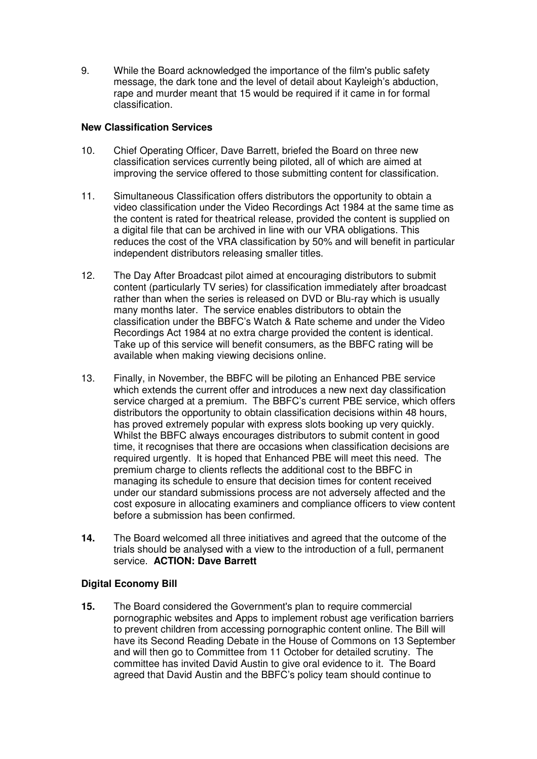9. While the Board acknowledged the importance of the film's public safety message, the dark tone and the level of detail about Kayleigh's abduction, rape and murder meant that 15 would be required if it came in for formal classification.

**New Classification Services**

10. Chief Operating Officer, Dave Barrett, briefed the Board on three new classification services currently being piloted, all of which are aimed at improving the service offered to those submitting content for classification.

11. Simultaneous Classification offers distributors the opportunity to obtain a video classification under the Video Recordings Act 1984 at the same time as the content is rated for theatrical release, provided the content is supplied on a digital file that can be archived in line with our VRA obligations. This reduces the cost of the VRA classification by 50% and will benefit in particular independent distributors releasing smaller titles.

12. The Day After Broadcast pilot aimed at encouraging distributors to submit content (particularly TV series) for classification immediately after broadcast rather than when the series is released on DVD or Blu-ray which is usually many months later. The service enables distributors to obtain the classification under the BBFC's Watch & Rate scheme and under the Video Recordings Act 1984 at no extra charge provided the content is identical. Take up of this service will benefit consumers, as the BBFC rating will be available when making viewing decisions online.

13. Finally, in November, the BBFC will be piloting an Enhanced PBE service which extends the current offer and introduces a new next day classification service charged at a premium. The BBFC's current PBE service, which offers distributors the opportunity to obtain classification decisions within 48 hours, has proved extremely popular with express slots booking up very quickly. Whilst the BBFC always encourages distributors to submit content in good time, it recognises that there are occasions when classification decisions are required urgently. It is hoped that Enhanced PBE will meet this need. The premium charge to clients reflects the additional cost to the BBFC in managing its schedule to ensure that decision times for content received under our standard submissions process are not adversely affected and the cost exposure in allocating examiners and compliance officers to view content before a submission has been confirmed.

**14.** The Board welcomed all three initiatives and agreed that the outcome of the trials should be analysed with a view to the introduction of a full, permanent service. **ACTION: Dave Barrett**

**Digital Economy Bill**

**15.** The Board considered the Government's plan to require commercial pornographic websites and Apps to implement robust age verification barriers to prevent children from accessing pornographic content online. The Bill will have its Second Reading Debate in the House of Commons on 13 September and will then go to Committee from 11 October for detailed scrutiny. The committee has invited David Austin to give oral evidence to it. The Board agreed that David Austin and the BBFC's policy team should continue to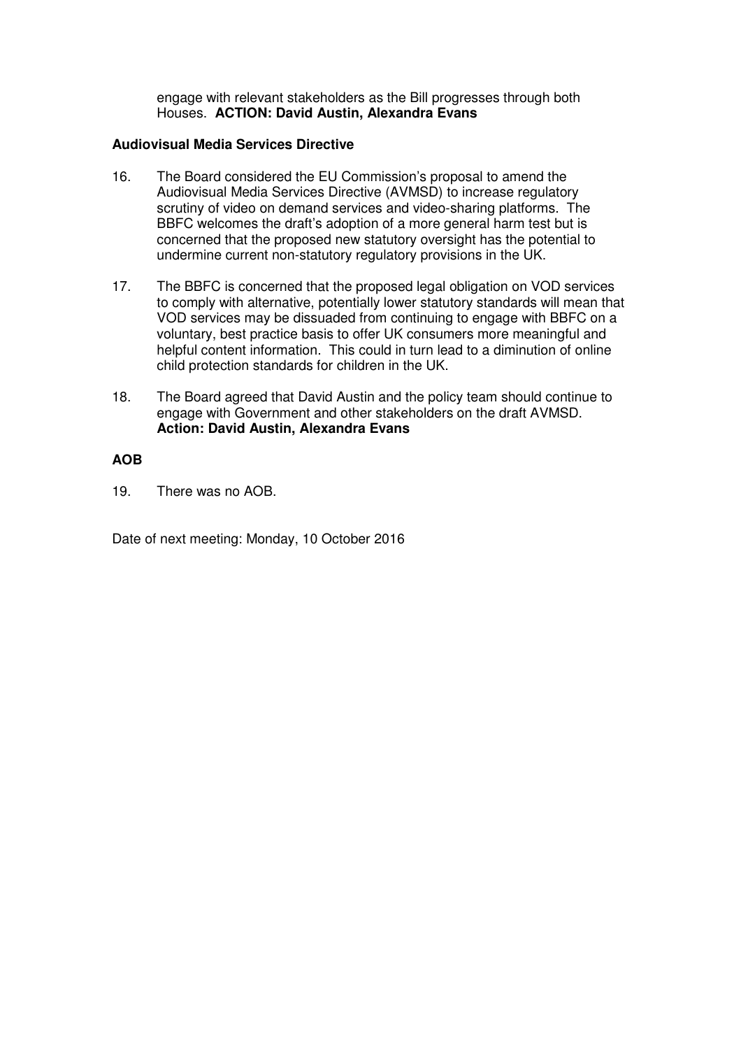engage with relevant stakeholders as the Bill progresses through both Houses. **ACTION: David Austin, Alexandra Evans**

**Audiovisual Media Services Directive**

16. The Board considered the EU Commission's proposal to amend the Audiovisual Media Services Directive (AVMSD) to increase regulatory scrutiny of video on demand services and video-sharing platforms. The BBFC welcomes the draft's adoption of a more general harm test but is concerned that the proposed new statutory oversight has the potential to undermine current non-statutory regulatory provisions in the UK.

17. The BBFC is concerned that the proposed legal obligation on VOD services to comply with alternative, potentially lower statutory standards will mean that VOD services may be dissuaded from continuing to engage with BBFC on a voluntary, best practice basis to offer UK consumers more meaningful and helpful content information. This could in turn lead to a diminution of online child protection standards for children in the UK.

18. The Board agreed that David Austin and the policy team should continue to engage with Government and other stakeholders on the draft AVMSD. **Action: David Austin, Alexandra Evans**

**AOB**

19. There was no AOB.

Date of next meeting: Monday, 10 October 2016